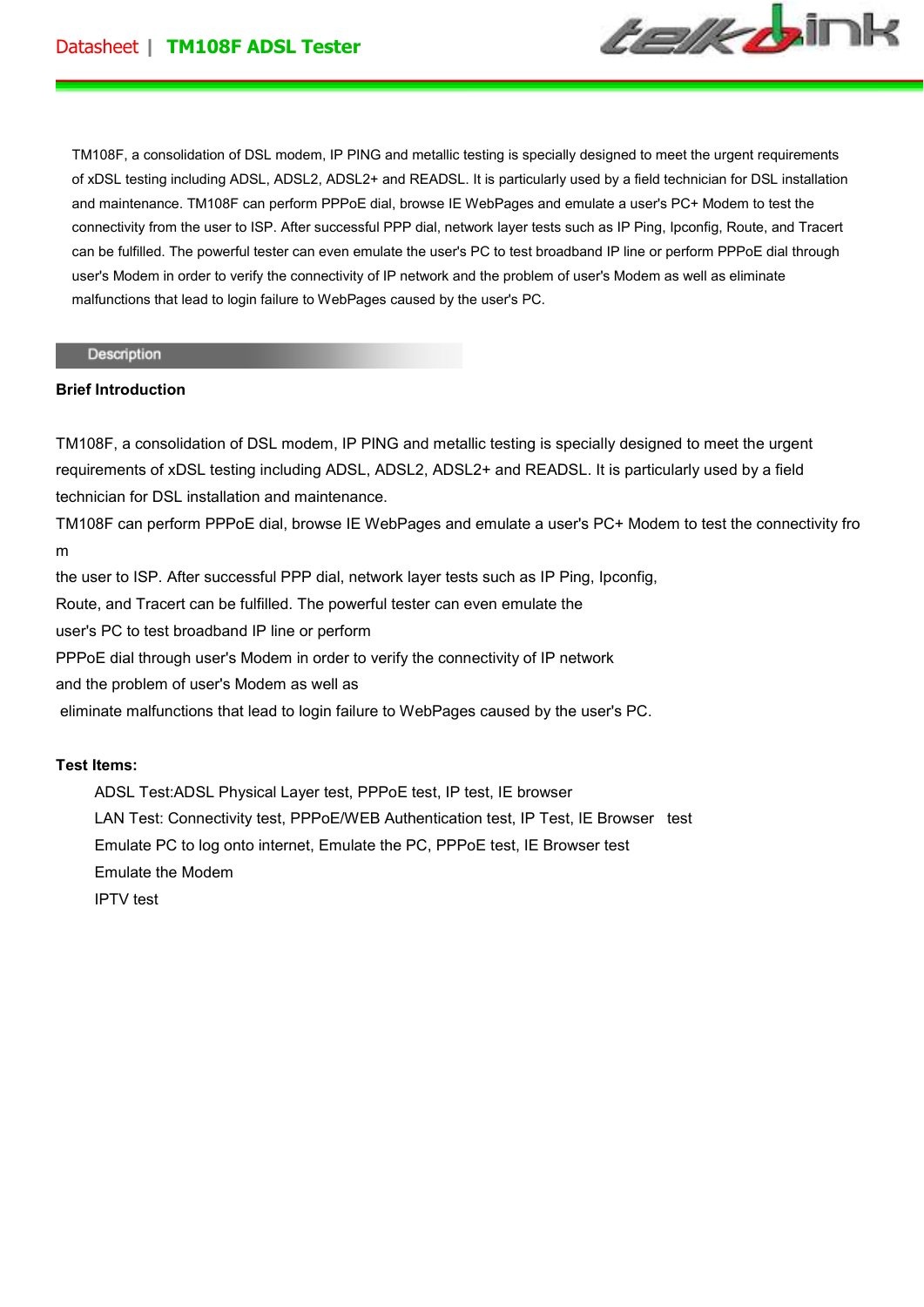TM108F, a consolidation of DSL modem, IP PING and metallic testing is specially designed to meet the urgent requirements of xDSL testing including ADSL, ADSL2, ADSL2+ and READSL. It is particularly used by a field technician for DSL installation and maintenance. TM108F can perform PPPoE dial, browse IE WebPages and emulate a user's PC+ Modem to test the connectivity from the user to ISP. After successful PPP dial, network layer tests such as IP Ping, Ipconfig, Route, and Tracert can be fulfilled. The powerful tester can even emulate the user's PC to test broadband IP line or perform PPPoE dial through user's Modem in order to verify the connectivity of IP network and the problem of user's Modem as well as eliminate malfunctions that lead to login failure to WebPages caused by the user's PC.

## Description

**Brief Introduction**

TM108F, a consolidation of DSL modem, IP PING and metallic testing is specially designed to meet the urgent requirements of xDSL testing including ADSL, ADSL2, ADSL2+ and READSL. It is particularly used by a field technician for DSL installation and maintenance.

TM108F can perform PPPoE dial, browse IE WebPages and emulate a user's PC+ Modem to test the connectivity from the user to ISP. After successful PPP dial, network layer tests such as IP Ping, Ipconfig, Route, and Tracert can be fulfilled. The powerful tester can even emulate the user's PC to test broadband IP line or perform PPPoE dial through user's Modem in order to verify the connectivity of IP network and the problem of user's Modem as well as eliminate malfunctions that lead to login failure to WebPages caused by the user's PC.

**Test Items:**

- ADSL Test:ADSL Physical Layer test, PPPoE test, IP test, IE browser
- LAN Test: Connectivity test, PPPoE/WEB Authentication test, IP Test, IE Browser test
- Emulate PC to log onto internet, Emulate the PC, PPPoE test, IE Browser test
- Emulate the Modem
- IPTV test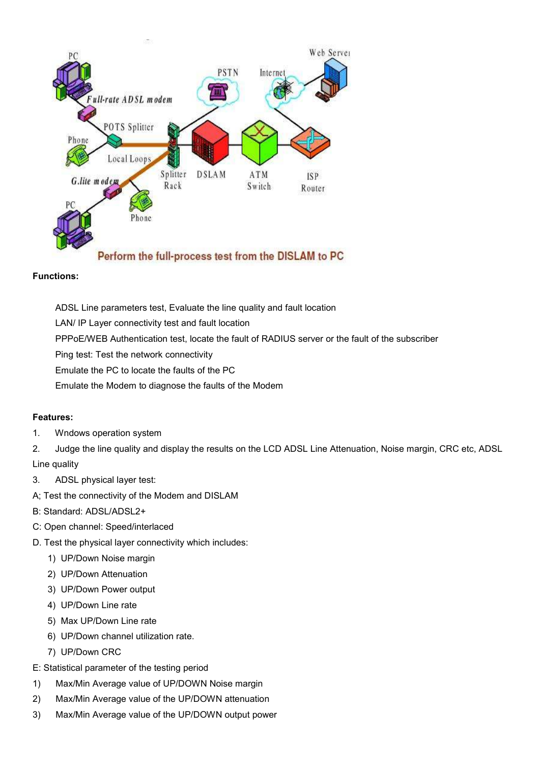Perform the full-process test from the DISLAM to PC

**Functions:**

ADSL Line parameters test, Evaluate the line quality and fault location

LAN/ IP Layer connectivity test and fault location

PPPoE/WEB Authentication test, locate the fault of RADIUS server or the fault of the subscriber

Ping test: Test the network connectivity

Emulate the PC to locate the faults of the PC

Emulate the Modem to diagnose the faults of the Modem

**Features:**

1. Wndows operation system
2. Judge the line quality and display the results on the LCD ADSL Line Attenuation, Noise margin, CRC etc, ADSL Line quality
3. ADSL physical layer test:

A; Test the connectivity of the Modem and DISLAM

B: Standard: ADSL/ADSL2+

C: Open channel: Speed/interlaced

D. Test the physical layer connectivity which includes:

1) UP/Down Noise margin
2) UP/Down Attenuation
3) UP/Down Power output
4) UP/Down Line rate
5) Max UP/Down Line rate
6) UP/Down channel utilization rate.
7) UP/Down CRC

E: Statistical parameter of the testing period

1) Max/Min Average value of UP/DOWN Noise margin
2) Max/Min Average value of the UP/DOWN attenuation
3) Max/Min Average value of the UP/DOWN output power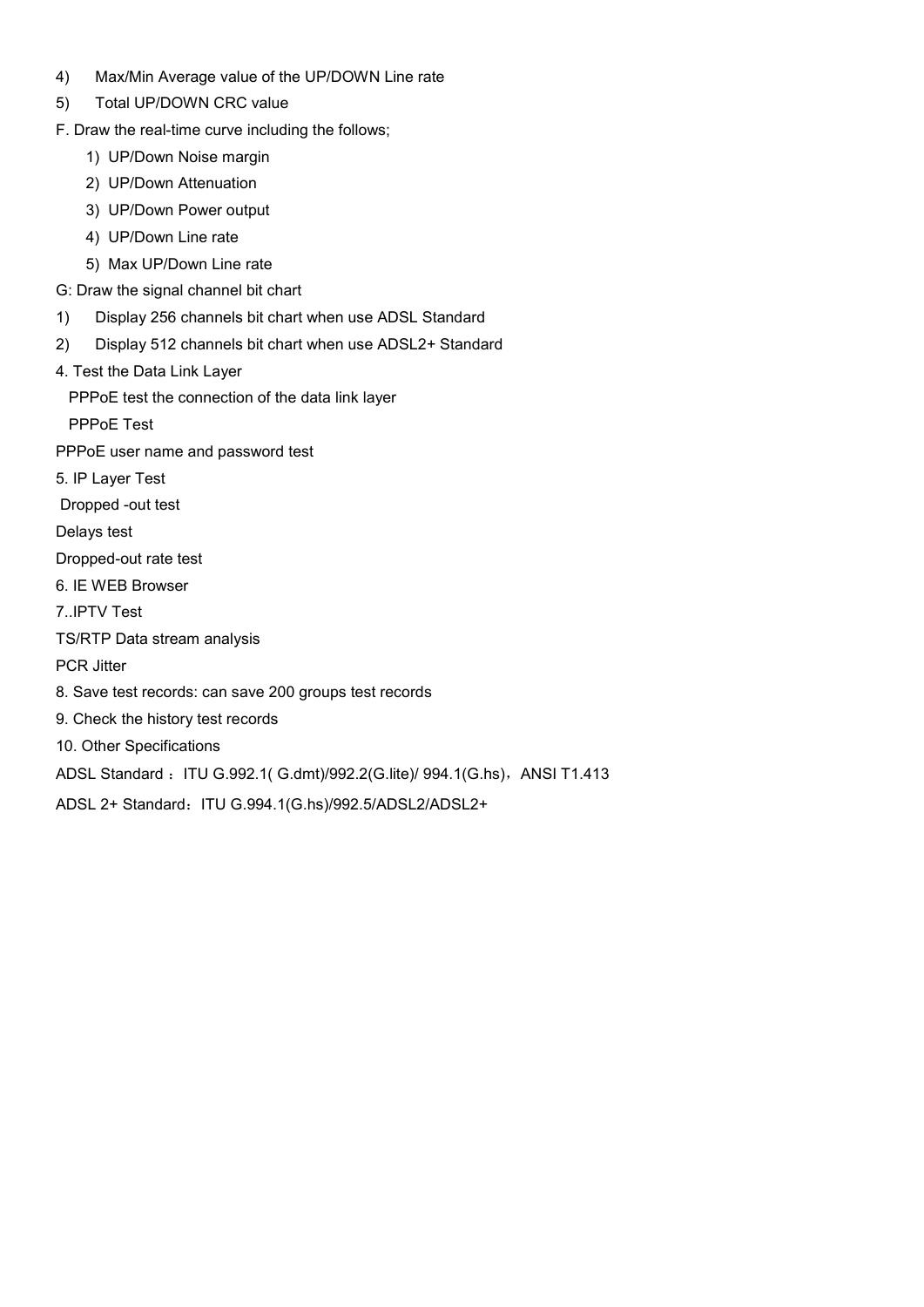4) Max/Min Average value of the UP/DOWN Line rate

5) Total UP/DOWN CRC value

F. Draw the real-time curve including the follows;

1) UP/Down Noise margin
2) UP/Down Attenuation
3) UP/Down Power output
4) UP/Down Line rate
5) Max UP/Down Line rate

G: Draw the signal channel bit chart

1) Display 256 channels bit chart when use ADSL Standard

2) Display 512 channels bit chart when use ADSL2+ Standard

4. Test the Data Link Layer

PPPoE test the connection of the data link layer

PPPoE Test

PPPoE user name and password test

5. IP Layer Test

Dropped -out test

Delays test

Dropped-out rate test

6. IE WEB Browser

7..IPTV Test

TS/RTP Data stream analysis

PCR Jitter

8. Save test records: can save 200 groups test records

9. Check the history test records

10. Other Specifications

ADSL Standard ：ITU G.992.1( G.dmt)/992.2(G.lite)/ 994.1(G.hs)，ANSI T1.413

ADSL 2+ Standard：ITU G.994.1(G.hs)/992.5/ADSL2/ADSL2+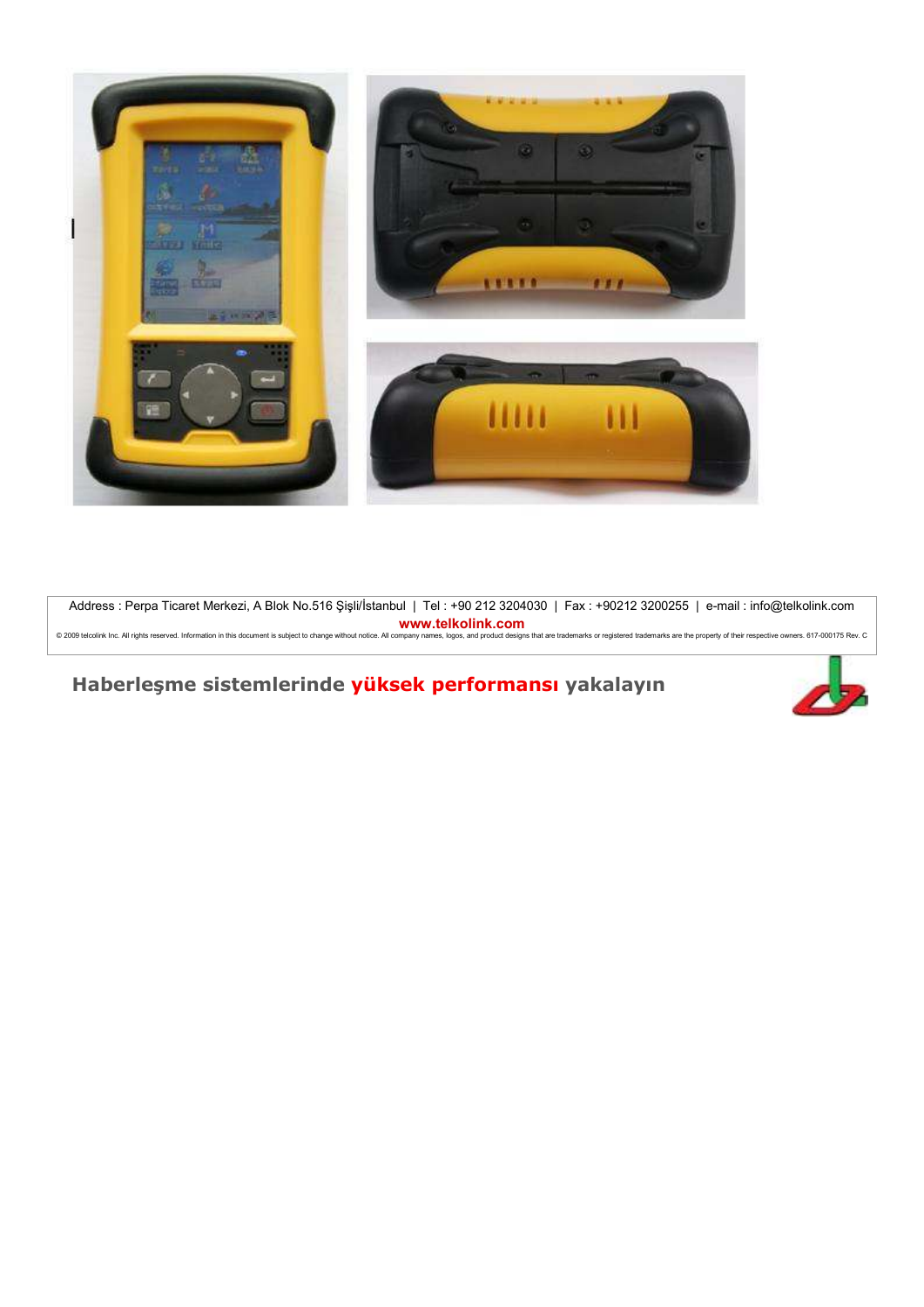Address : Perpa Ticaret Merkezi, A Blok No.516 Şişli/İstanbul | Tel : +90 212 3204030 | Fax : +90212 3200255 | e-mail : info@telkolink.com

**www.telkolink.com**

© 2009 telcolink Inc. All rights reserved. Information in this document is subject to change without notice. All company names, logos, and product designs that are trademarks or registered trademarks are the property of their respective owners. 617-000175 Rev. C

**Haberleşme sistemlerinde yüksek performansı yakalayın**